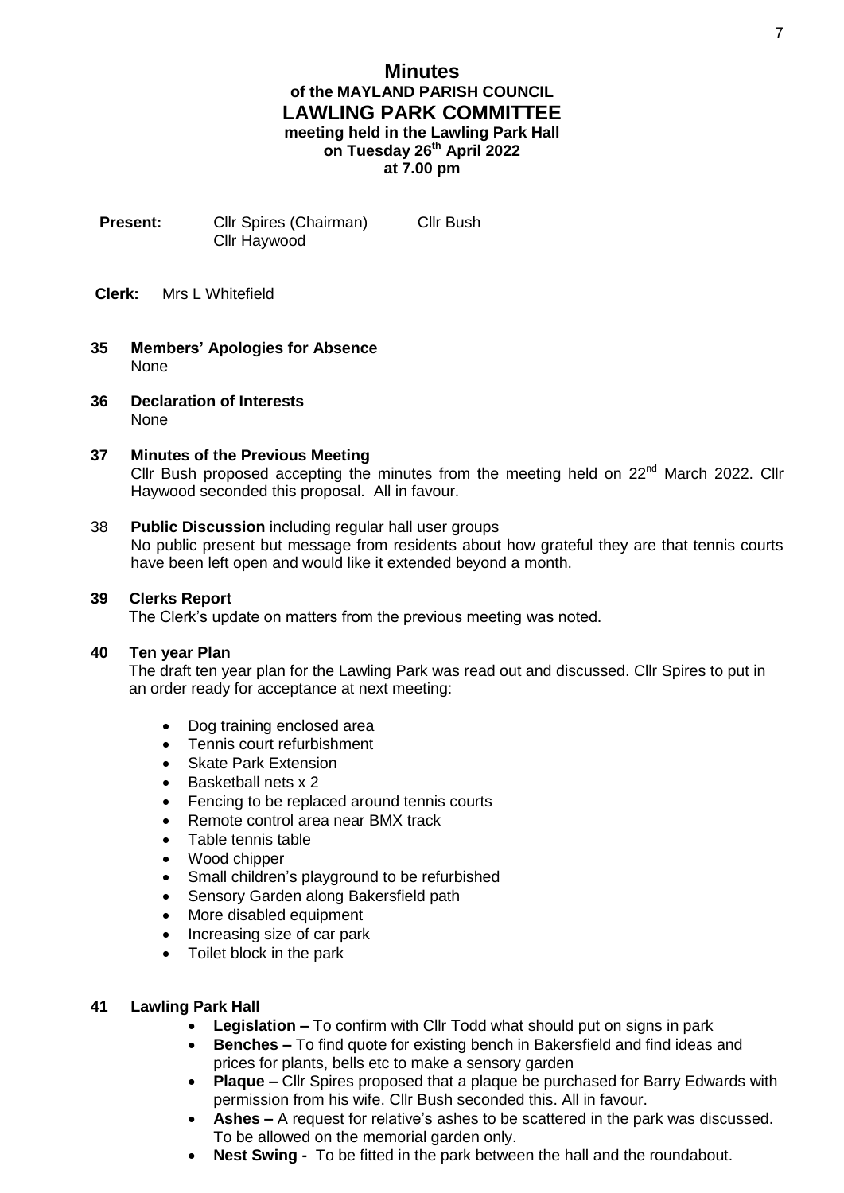# Minutes
## of the MAYLAND PARISH COUNCIL
## LAWLING PARK COMMITTEE
**meeting held in the Lawling Park Hall**
**on Tuesday 26th April 2022**
**at 7.00 pm**

**Present:** Cllr Spires (Chairman) Cllr Bush
Cllr Haywood

**Clerk:** Mrs L Whitefield

**35 Members' Apologies for Absence**
None

**36 Declaration of Interests**
None

**37 Minutes of the Previous Meeting**
Cllr Bush proposed accepting the minutes from the meeting held on 22nd March 2022. Cllr Haywood seconded this proposal. All in favour.

38 **Public Discussion** including regular hall user groups
No public present but message from residents about how grateful they are that tennis courts have been left open and would like it extended beyond a month.

**39 Clerks Report**
The Clerk's update on matters from the previous meeting was noted.

**40 Ten year Plan**
The draft ten year plan for the Lawling Park was read out and discussed. Cllr Spires to put in an order ready for acceptance at next meeting:

- Dog training enclosed area
- Tennis court refurbishment
- Skate Park Extension
- Basketball nets x 2
- Fencing to be replaced around tennis courts
- Remote control area near BMX track
- Table tennis table
- Wood chipper
- Small children's playground to be refurbished
- Sensory Garden along Bakersfield path
- More disabled equipment
- Increasing size of car park
- Toilet block in the park

**41 Lawling Park Hall**

- **Legislation –** To confirm with Cllr Todd what should put on signs in park
- **Benches –** To find quote for existing bench in Bakersfield and find ideas and prices for plants, bells etc to make a sensory garden
- **Plaque –** Cllr Spires proposed that a plaque be purchased for Barry Edwards with permission from his wife. Cllr Bush seconded this. All in favour.
- **Ashes –** A request for relative's ashes to be scattered in the park was discussed. To be allowed on the memorial garden only.
- **Nest Swing -** To be fitted in the park between the hall and the roundabout.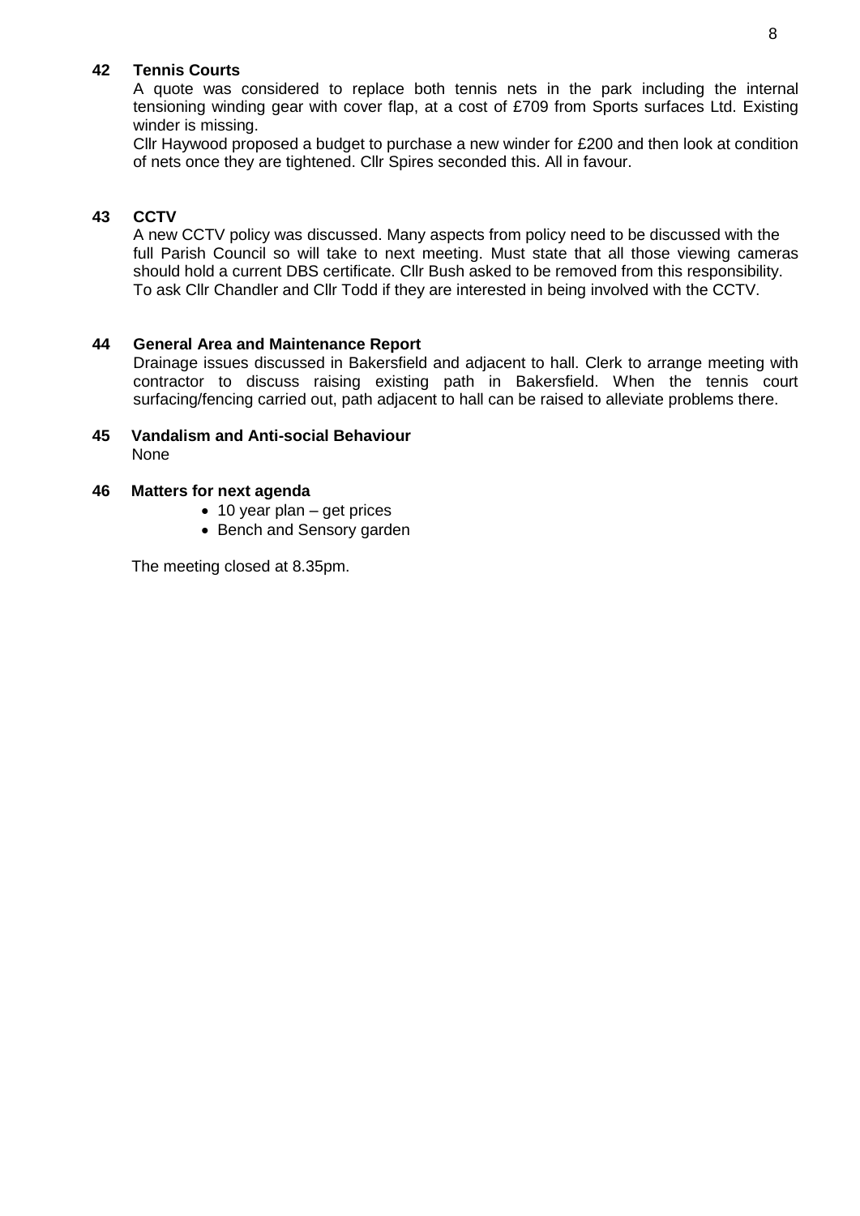## 42 Tennis Courts

A quote was considered to replace both tennis nets in the park including the internal tensioning winding gear with cover flap, at a cost of £709 from Sports surfaces Ltd. Existing winder is missing.

Cllr Haywood proposed a budget to purchase a new winder for £200 and then look at condition of nets once they are tightened. Cllr Spires seconded this. All in favour.

## 43 CCTV

A new CCTV policy was discussed. Many aspects from policy need to be discussed with the full Parish Council so will take to next meeting. Must state that all those viewing cameras should hold a current DBS certificate. Cllr Bush asked to be removed from this responsibility. To ask Cllr Chandler and Cllr Todd if they are interested in being involved with the CCTV.

## 44 General Area and Maintenance Report

Drainage issues discussed in Bakersfield and adjacent to hall. Clerk to arrange meeting with contractor to discuss raising existing path in Bakersfield. When the tennis court surfacing/fencing carried out, path adjacent to hall can be raised to alleviate problems there.

## 45 Vandalism and Anti-social Behaviour

None

## 46 Matters for next agenda

- 10 year plan – get prices
- Bench and Sensory garden

The meeting closed at 8.35pm.